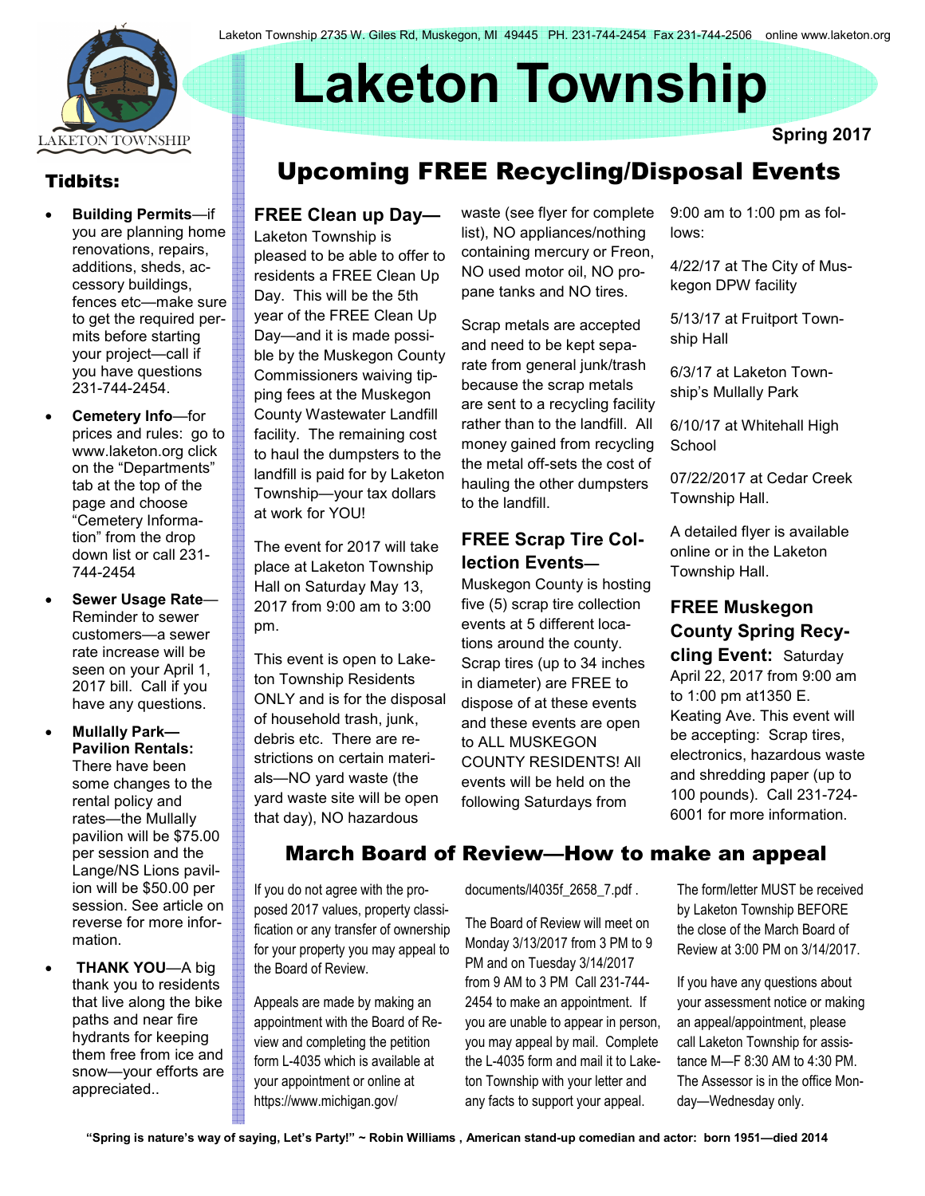Laketon Township 2735 W. Giles Rd, Muskegon, MI 49445 PH. 231-744-2454 Fax 231-744-2506 online www.laketon.org

# Laketon Township

**Spring 2017**

## Tidbits:

- **Building Permits**—if you are planning home renovations, repairs, additions, sheds, accessory buildings, fences etc—make sure to get the required permits before starting your project—call if you have questions 231-744-2454.
- **Cemetery Info**—for prices and rules: go to www.laketon.org click on the "Departments" tab at the top of the page and choose "Cemetery Information" from the drop down list or call 231-744-2454
- **Sewer Usage Rate**—Reminder to sewer customers—a sewer rate increase will be seen on your April 1, 2017 bill. Call if you have any questions.
- **Mullally Park—Pavilion Rentals:** There have been some changes to the rental policy and rates—the Mullally pavilion will be $75.00 per session and the Lange/NS Lions pavilion will be $50.00 per session. See article on reverse for more information.
- **THANK YOU**—A big thank you to residents that live along the bike paths and near fire hydrants for keeping them free from ice and snow—your efforts are appreciated..

## Upcoming FREE Recycling/Disposal Events

### FREE Clean up Day—

Laketon Township is pleased to be able to offer to residents a FREE Clean Up Day. This will be the 5th year of the FREE Clean Up Day—and it is made possible by the Muskegon County Commissioners waiving tipping fees at the Muskegon County Wastewater Landfill facility. The remaining cost to haul the dumpsters to the landfill is paid for by Laketon Township—your tax dollars at work for YOU!

The event for 2017 will take place at Laketon Township Hall on Saturday May 13, 2017 from 9:00 am to 3:00 pm.

This event is open to Laketon Township Residents ONLY and is for the disposal of household trash, junk, debris etc. There are restrictions on certain materials—NO yard waste (the yard waste site will be open that day), NO hazardous waste (see flyer for complete list), NO appliances/nothing containing mercury or Freon, NO used motor oil, NO propane tanks and NO tires.

Scrap metals are accepted and need to be kept separate from general junk/trash because the scrap metals are sent to a recycling facility rather than to the landfill. All money gained from recycling the metal off-sets the cost of hauling the other dumpsters to the landfill.

### FREE Scrap Tire Collection Events—

Muskegon County is hosting five (5) scrap tire collection events at 5 different locations around the county. Scrap tires (up to 34 inches in diameter) are FREE to dispose of at these events and these events are open to ALL MUSKEGON COUNTY RESIDENTS! All events will be held on the following Saturdays from 9:00 am to 1:00 pm as follows:

4/22/17 at The City of Muskegon DPW facility

5/13/17 at Fruitport Township Hall

6/3/17 at Laketon Township's Mullally Park

6/10/17 at Whitehall High School

07/22/2017 at Cedar Creek Township Hall.

A detailed flyer is available online or in the Laketon Township Hall.

### FREE Muskegon County Spring Recycling Event:

Saturday April 22, 2017 from 9:00 am to 1:00 pm at1350 E. Keating Ave. This event will be accepting: Scrap tires, electronics, hazardous waste and shredding paper (up to 100 pounds). Call 231-724-6001 for more information.

## March Board of Review—How to make an appeal

If you do not agree with the proposed 2017 values, property classification or any transfer of ownership for your property you may appeal to the Board of Review.

Appeals are made by making an appointment with the Board of Review and completing the petition form L-4035 which is available at your appointment or online at https://www.michigan.gov/documents/l4035f_2658_7.pdf .

The Board of Review will meet on Monday 3/13/2017 from 3 PM to 9 PM and on Tuesday 3/14/2017 from 9 AM to 3 PM Call 231-744-2454 to make an appointment. If you are unable to appear in person, you may appeal by mail. Complete the L-4035 form and mail it to Laketon Township with your letter and any facts to support your appeal.

The form/letter MUST be received by Laketon Township BEFORE the close of the March Board of Review at 3:00 PM on 3/14/2017.

If you have any questions about your assessment notice or making an appeal/appointment, please call Laketon Township for assistance M—F 8:30 AM to 4:30 PM. The Assessor is in the office Monday—Wednesday only.

**"Spring is nature's way of saying, Let's Party!" ~ Robin Williams , American stand-up comedian and actor: born 1951—died 2014**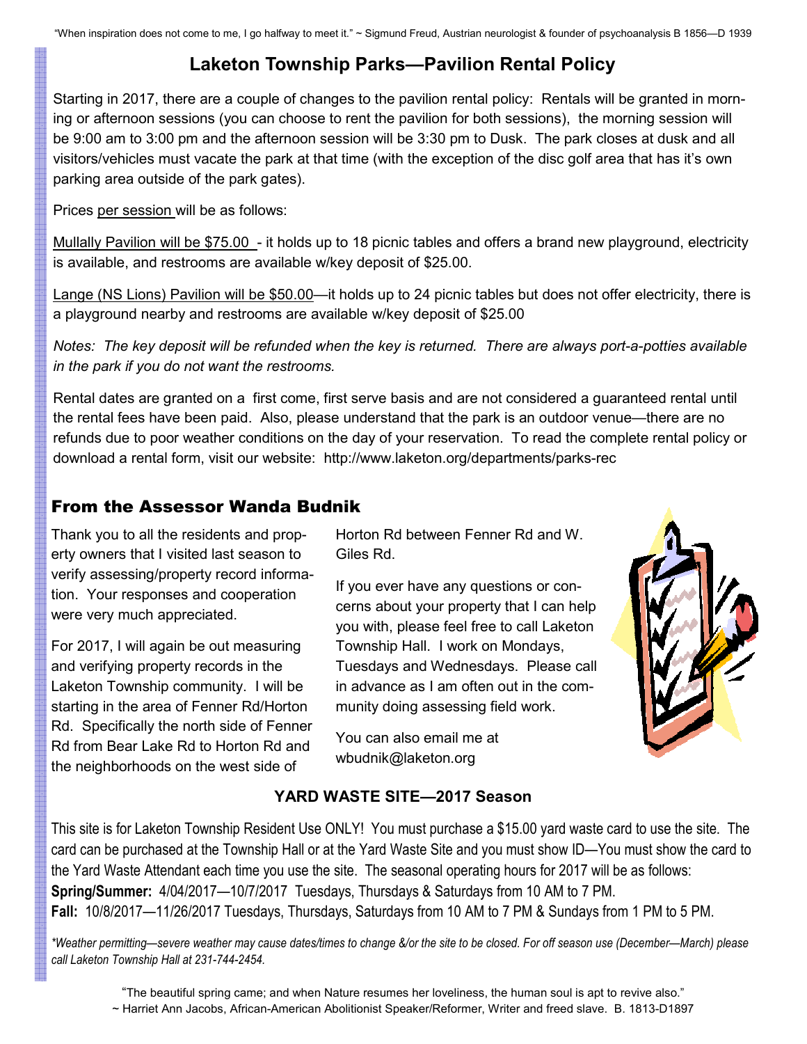"When inspiration does not come to me, I go halfway to meet it." ~ Sigmund Freud, Austrian neurologist & founder of psychoanalysis B 1856—D 1939

## Laketon Township Parks—Pavilion Rental Policy

Starting in 2017, there are a couple of changes to the pavilion rental policy: Rentals will be granted in morning or afternoon sessions (you can choose to rent the pavilion for both sessions), the morning session will be 9:00 am to 3:00 pm and the afternoon session will be 3:30 pm to Dusk. The park closes at dusk and all visitors/vehicles must vacate the park at that time (with the exception of the disc golf area that has it's own parking area outside of the park gates).

Prices per session will be as follows:

Mullally Pavilion will be $75.00 - it holds up to 18 picnic tables and offers a brand new playground, electricity is available, and restrooms are available w/key deposit of $25.00.

Lange (NS Lions) Pavilion will be $50.00—it holds up to 24 picnic tables but does not offer electricity, there is a playground nearby and restrooms are available w/key deposit of $25.00

*Notes: The key deposit will be refunded when the key is returned. There are always port-a-potties available in the park if you do not want the restrooms.*

Rental dates are granted on a first come, first serve basis and are not considered a guaranteed rental until the rental fees have been paid. Also, please understand that the park is an outdoor venue—there are no refunds due to poor weather conditions on the day of your reservation. To read the complete rental policy or download a rental form, visit our website: http://www.laketon.org/departments/parks-rec

## From the Assessor Wanda Budnik

Thank you to all the residents and property owners that I visited last season to verify assessing/property record information. Your responses and cooperation were very much appreciated.

For 2017, I will again be out measuring and verifying property records in the Laketon Township community. I will be starting in the area of Fenner Rd/Horton Rd. Specifically the north side of Fenner Rd from Bear Lake Rd to Horton Rd and the neighborhoods on the west side of Horton Rd between Fenner Rd and W. Giles Rd.

If you ever have any questions or concerns about your property that I can help you with, please feel free to call Laketon Township Hall. I work on Mondays, Tuesdays and Wednesdays. Please call in advance as I am often out in the community doing assessing field work.

You can also email me at wbudnik@laketon.org

## YARD WASTE SITE—2017 Season

This site is for Laketon Township Resident Use ONLY! You must purchase a $15.00 yard waste card to use the site. The card can be purchased at the Township Hall or at the Yard Waste Site and you must show ID—You must show the card to the Yard Waste Attendant each time you use the site. The seasonal operating hours for 2017 will be as follows:

**Spring/Summer:** 4/04/2017—10/7/2017 Tuesdays, Thursdays & Saturdays from 10 AM to 7 PM.

**Fall:** 10/8/2017—11/26/2017 Tuesdays, Thursdays, Saturdays from 10 AM to 7 PM & Sundays from 1 PM to 5 PM.

*\*Weather permitting—severe weather may cause dates/times to change &/or the site to be closed. For off season use (December—March) please call Laketon Township Hall at 231-744-2454.*

"The beautiful spring came; and when Nature resumes her loveliness, the human soul is apt to revive also."
~ Harriet Ann Jacobs, African-American Abolitionist Speaker/Reformer, Writer and freed slave. B. 1813-D1897